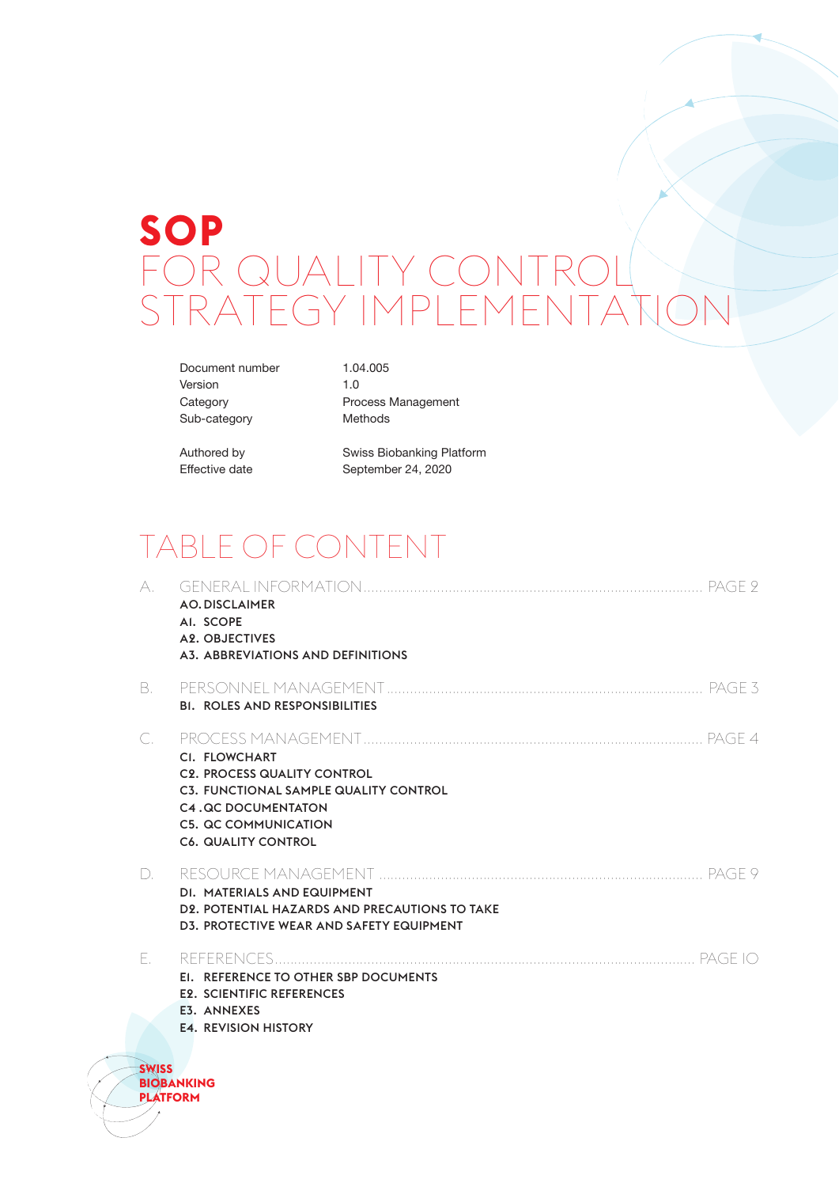# SOP FOR QUALITY CONTROL STRATEGY IMPLEMENTATION

| | |
|---|---|
| Document number | 1.04.005 |
| Version | 1.0 |
| Category | Process Management |
| Sub-category | Methods |
| Authored by | Swiss Biobanking Platform |
| Effective date | September 24, 2020 |

## TABLE OF CONTENT

A. GENERAL INFORMATION ........ PAGE 2
- A0. DISCLAIMER
- A1. SCOPE
- A2. OBJECTIVES
- A3. ABBREVIATIONS AND DEFINITIONS

B. PERSONNEL MANAGEMENT ........ PAGE 3
- B1. ROLES AND RESPONSIBILITIES

C. PROCESS MANAGEMENT ........ PAGE 4
- C1. FLOWCHART
- C2. PROCESS QUALITY CONTROL
- C3. FUNCTIONAL SAMPLE QUALITY CONTROL
- C4 .QC DOCUMENTATON
- C5. QC COMMUNICATION
- C6. QUALITY CONTROL

D. RESOURCE MANAGEMENT ........ PAGE 9
- D1. MATERIALS AND EQUIPMENT
- D2. POTENTIAL HAZARDS AND PRECAUTIONS TO TAKE
- D3. PROTECTIVE WEAR AND SAFETY EQUIPMENT

E. REFERENCES ........ PAGE 10
- E1. REFERENCE TO OTHER SBP DOCUMENTS
- E2. SCIENTIFIC REFERENCES
- E3. ANNEXES
- E4. REVISION HISTORY

SWISS BIOBANKING PLATFORM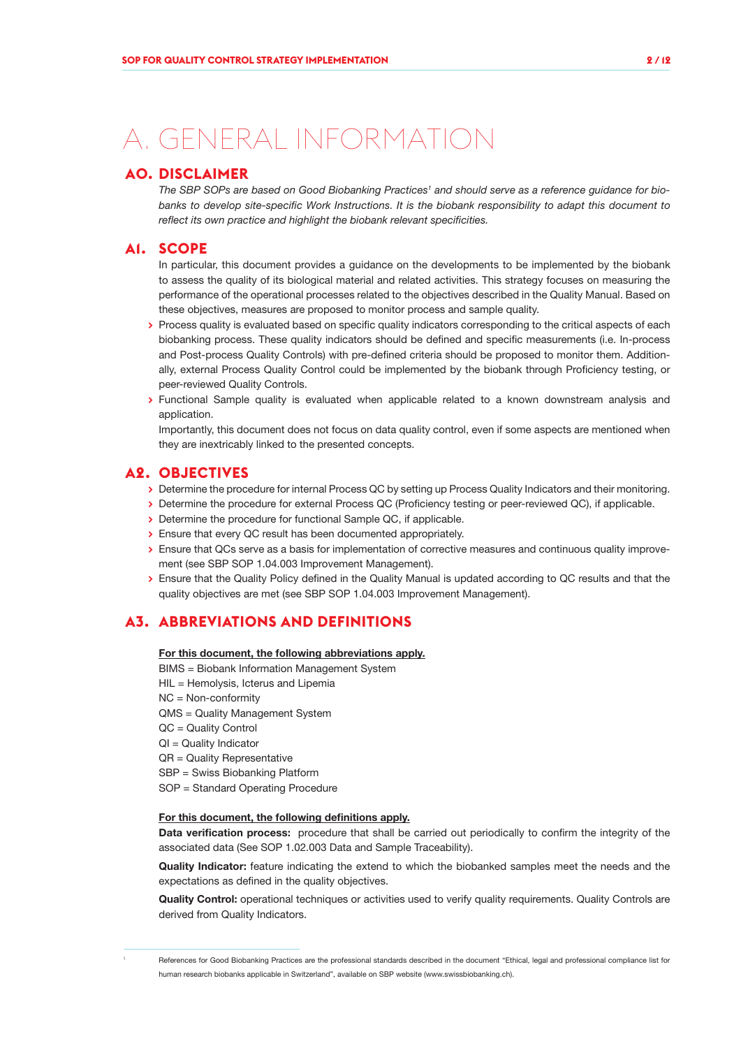# A. GENERAL INFORMATION

## A0. DISCLAIMER

*The SBP SOPs are based on Good Biobanking Practices[1] and should serve as a reference guidance for biobanks to develop site-specific Work Instructions. It is the biobank responsibility to adapt this document to reflect its own practice and highlight the biobank relevant specificities.*

## A1. SCOPE

In particular, this document provides a guidance on the developments to be implemented by the biobank to assess the quality of its biological material and related activities. This strategy focuses on measuring the performance of the operational processes related to the objectives described in the Quality Manual. Based on these objectives, measures are proposed to monitor process and sample quality.

- Process quality is evaluated based on specific quality indicators corresponding to the critical aspects of each biobanking process. These quality indicators should be defined and specific measurements (i.e. In-process and Post-process Quality Controls) with pre-defined criteria should be proposed to monitor them. Additionally, external Process Quality Control could be implemented by the biobank through Proficiency testing, or peer-reviewed Quality Controls.
- Functional Sample quality is evaluated when applicable related to a known downstream analysis and application.

Importantly, this document does not focus on data quality control, even if some aspects are mentioned when they are inextricably linked to the presented concepts.

## A2. OBJECTIVES

- Determine the procedure for internal Process QC by setting up Process Quality Indicators and their monitoring.
- Determine the procedure for external Process QC (Proficiency testing or peer-reviewed QC), if applicable.
- Determine the procedure for functional Sample QC, if applicable.
- Ensure that every QC result has been documented appropriately.
- Ensure that QCs serve as a basis for implementation of corrective measures and continuous quality improvement (see SBP SOP 1.04.003 Improvement Management).
- Ensure that the Quality Policy defined in the Quality Manual is updated according to QC results and that the quality objectives are met (see SBP SOP 1.04.003 Improvement Management).

## A3. ABBREVIATIONS AND DEFINITIONS

**For this document, the following abbreviations apply.**

BIMS = Biobank Information Management System
HIL = Hemolysis, Icterus and Lipemia
NC = Non-conformity
QMS = Quality Management System
QC = Quality Control
QI = Quality Indicator
QR = Quality Representative
SBP = Swiss Biobanking Platform
SOP = Standard Operating Procedure

**For this document, the following definitions apply.**

**Data verification process:** procedure that shall be carried out periodically to confirm the integrity of the associated data (See SOP 1.02.003 Data and Sample Traceability).

**Quality Indicator:** feature indicating the extend to which the biobanked samples meet the needs and the expectations as defined in the quality objectives.

**Quality Control:** operational techniques or activities used to verify quality requirements. Quality Controls are derived from Quality Indicators.

---

[1] References for Good Biobanking Practices are the professional standards described in the document "Ethical, legal and professional compliance list for human research biobanks applicable in Switzerland", available on SBP website (www.swissbiobanking.ch).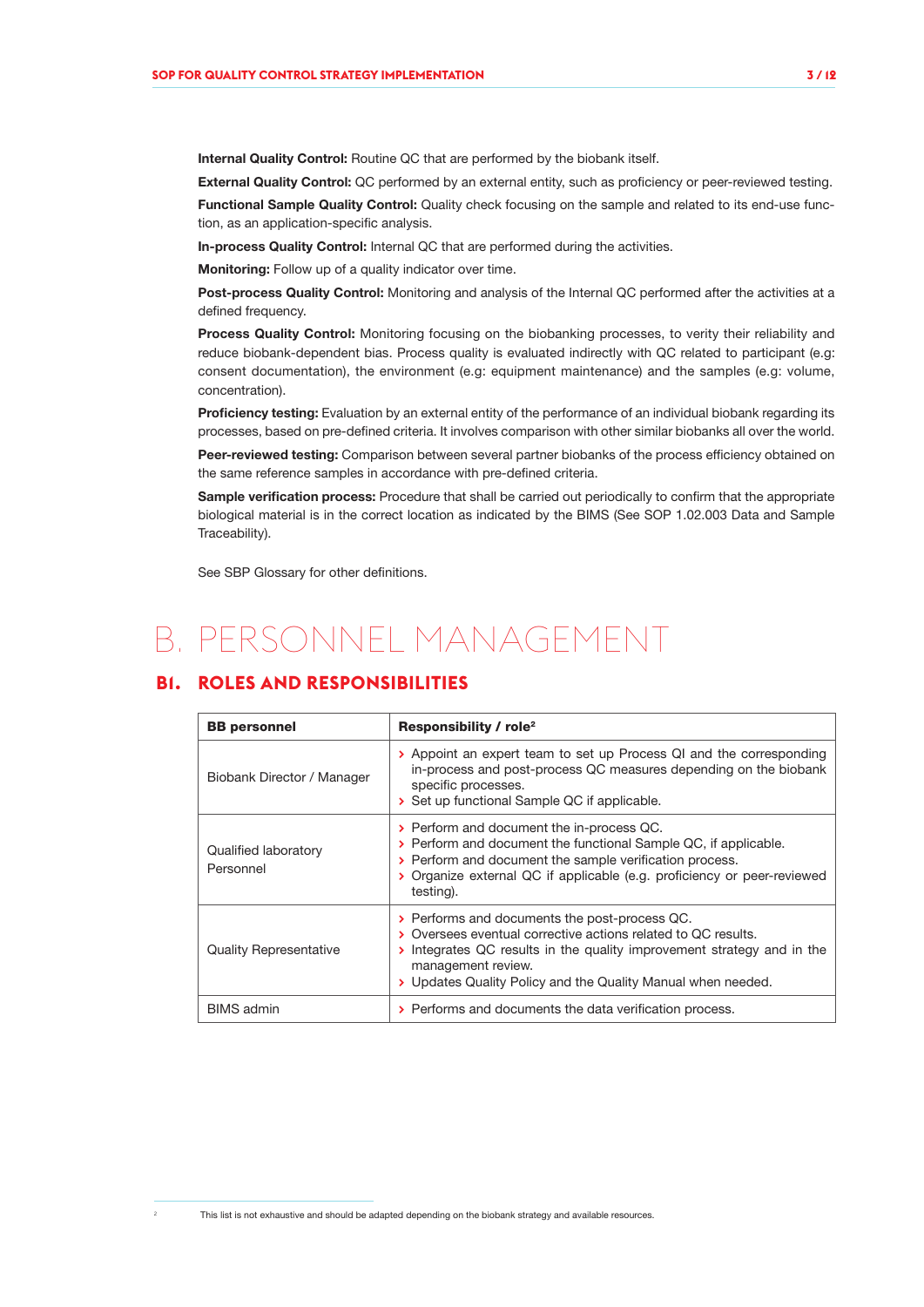**Internal Quality Control:** Routine QC that are performed by the biobank itself.

**External Quality Control:** QC performed by an external entity, such as proficiency or peer-reviewed testing.

**Functional Sample Quality Control:** Quality check focusing on the sample and related to its end-use function, as an application-specific analysis.

**In-process Quality Control:** Internal QC that are performed during the activities.

**Monitoring:** Follow up of a quality indicator over time.

**Post-process Quality Control:** Monitoring and analysis of the Internal QC performed after the activities at a defined frequency.

**Process Quality Control:** Monitoring focusing on the biobanking processes, to verity their reliability and reduce biobank-dependent bias. Process quality is evaluated indirectly with QC related to participant (e.g: consent documentation), the environment (e.g: equipment maintenance) and the samples (e.g: volume, concentration).

**Proficiency testing:** Evaluation by an external entity of the performance of an individual biobank regarding its processes, based on pre-defined criteria. It involves comparison with other similar biobanks all over the world.

**Peer-reviewed testing:** Comparison between several partner biobanks of the process efficiency obtained on the same reference samples in accordance with pre-defined criteria.

**Sample verification process:** Procedure that shall be carried out periodically to confirm that the appropriate biological material is in the correct location as indicated by the BIMS (See SOP 1.02.003 Data and Sample Traceability).

See SBP Glossary for other definitions.

# B. PERSONNEL MANAGEMENT

## B1. ROLES AND RESPONSIBILITIES

| BB personnel | Responsibility / role[2] |
|---|---|
| Biobank Director / Manager | › Appoint an expert team to set up Process QI and the corresponding in-process and post-process QC measures depending on the biobank specific processes.<br>› Set up functional Sample QC if applicable. |
| Qualified laboratory Personnel | › Perform and document the in-process QC.<br>› Perform and document the functional Sample QC, if applicable.<br>› Perform and document the sample verification process.<br>› Organize external QC if applicable (e.g. proficiency or peer-reviewed testing). |
| Quality Representative | › Performs and documents the post-process QC.<br>› Oversees eventual corrective actions related to QC results.<br>› Integrates QC results in the quality improvement strategy and in the management review.<br>› Updates Quality Policy and the Quality Manual when needed. |
| BIMS admin | › Performs and documents the data verification process. |

[2] This list is not exhaustive and should be adapted depending on the biobank strategy and available resources.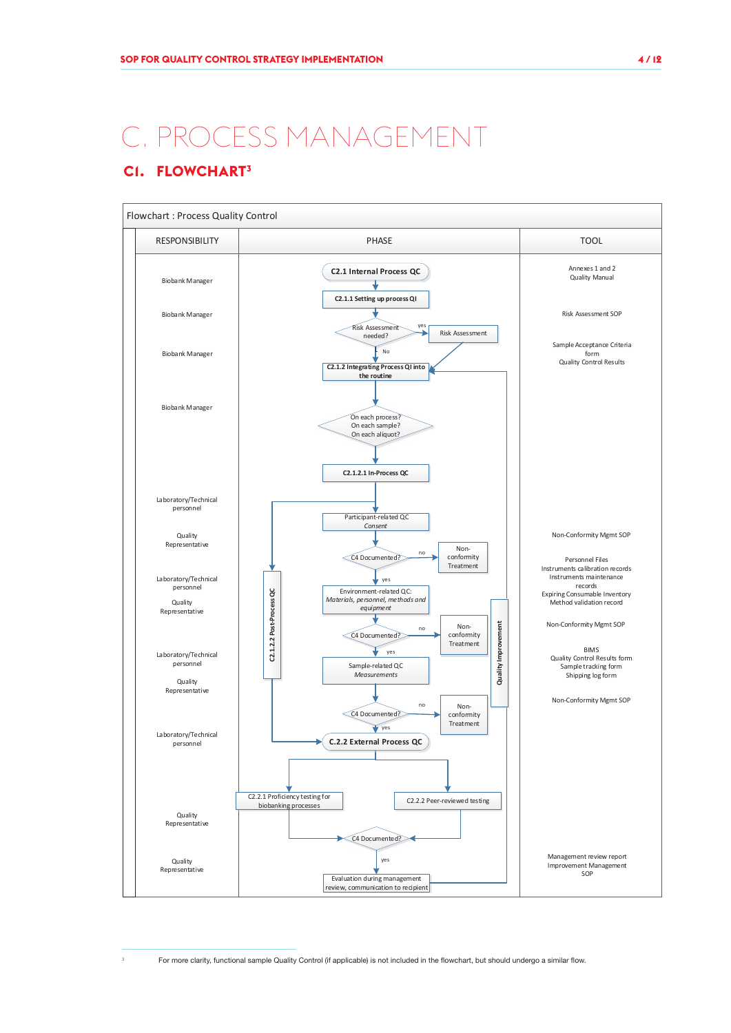# C. PROCESS MANAGEMENT

## C1. FLOWCHART[3]

**Flowchart : Process Quality Control**

| RESPONSIBILITY | PHASE | TOOL |
|---|---|---|
| Biobank Manager | C2.1 Internal Process QC<br>C2.1.1 Setting up process QI | Annexes 1 and 2<br>Quality Manual |
| Biobank Manager | Risk Assessment needed? (yes → Risk Assessment; No → C2.1.2) | Risk Assessment SOP |
| Biobank Manager | C2.1.2 Integrating Process QI into the routine | Sample Acceptance Criteria form<br>Quality Control Results |
| Biobank Manager | On each process? On each sample? On each aliquot?<br>C2.1.2.1 In-Process QC | |
| Laboratory/Technical personnel | Participant-related QC<br>*Consent* | |
| Quality Representative | C4 Documented? (no → Non-conformity Treatment; yes → next) | Non-Conformity Mgmt SOP |
| Laboratory/Technical personnel<br>Quality Representative | Environment-related QC:<br>*Materials, personnel, methods and equipment*<br>C4 Documented? (no → Non-conformity Treatment; yes → next) | Personnel Files<br>Instruments calibration records<br>Instruments maintenance records<br>Expiring Consumable Inventory<br>Method validation record<br>Non-Conformity Mgmt SOP |
| Laboratory/Technical personnel<br>Quality Representative | Sample-related QC<br>*Measurements*<br>C4 Documented? (no → Non-conformity Treatment; yes → next) | BIMS<br>Quality Control Results form<br>Sample tracking form<br>Shipping log form<br>Non-Conformity Mgmt SOP |
| Laboratory/Technical personnel | C2.1.2.2 Post-Process QC<br>C.2.2 External Process QC | |
| Quality Representative | C2.2.1 Proficiency testing for biobanking processes<br>C2.2.2 Peer-reviewed testing<br>C4 Documented? | |
| Quality Representative | (yes) Evaluation during management review, communication to recipient<br>Quality Improvement (→ C2.1.2) | Management review report<br>Improvement Management SOP |

[3] For more clarity, functional sample Quality Control (if applicable) is not included in the flowchart, but should undergo a similar flow.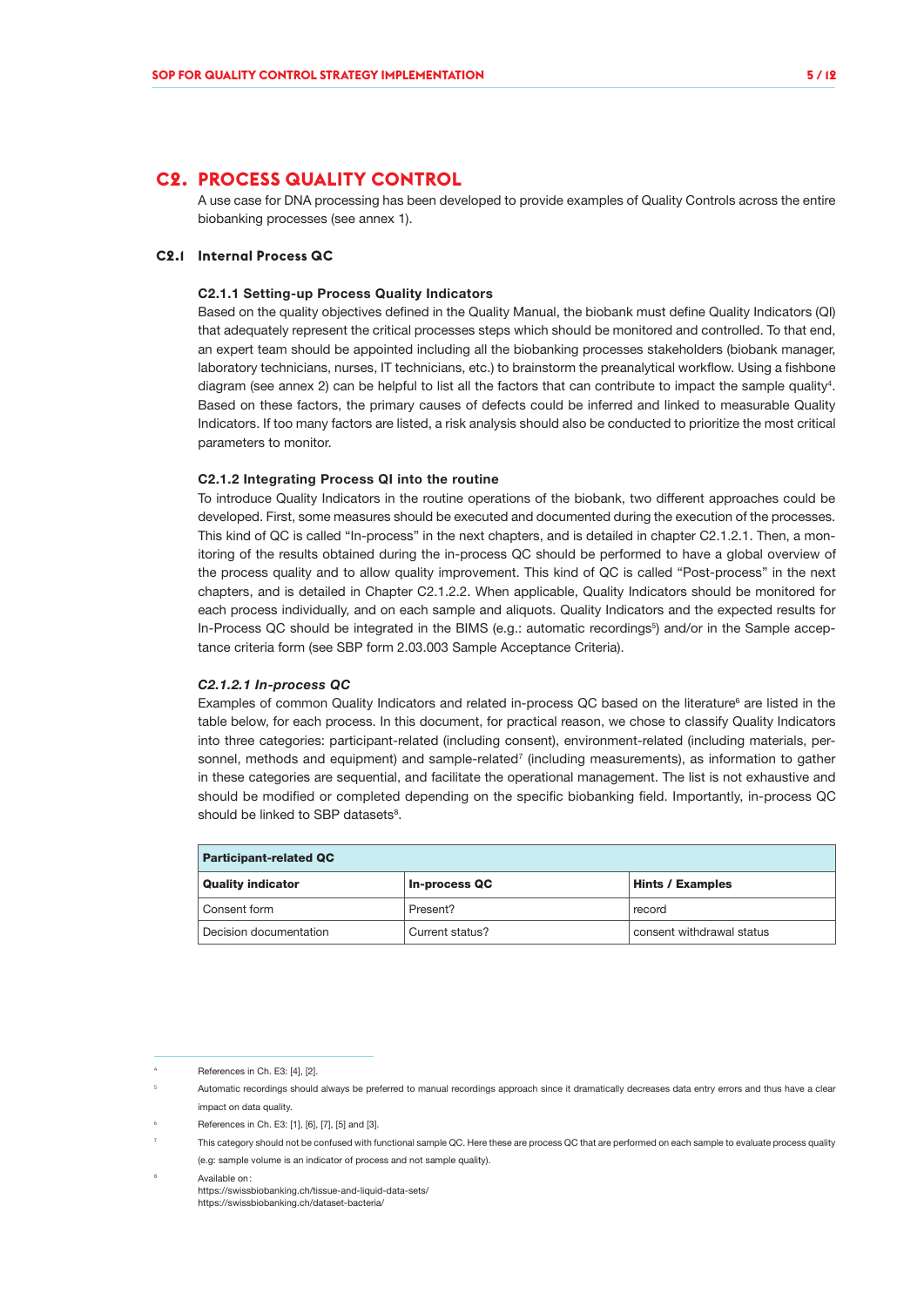## C2. PROCESS QUALITY CONTROL

A use case for DNA processing has been developed to provide examples of Quality Controls across the entire biobanking processes (see annex 1).

### C2.1 Internal Process QC

#### C2.1.1 Setting-up Process Quality Indicators

Based on the quality objectives defined in the Quality Manual, the biobank must define Quality Indicators (QI) that adequately represent the critical processes steps which should be monitored and controlled. To that end, an expert team should be appointed including all the biobanking processes stakeholders (biobank manager, laboratory technicians, nurses, IT technicians, etc.) to brainstorm the preanalytical workflow. Using a fishbone diagram (see annex 2) can be helpful to list all the factors that can contribute to impact the sample quality[4]. Based on these factors, the primary causes of defects could be inferred and linked to measurable Quality Indicators. If too many factors are listed, a risk analysis should also be conducted to prioritize the most critical parameters to monitor.

#### C2.1.2 Integrating Process QI into the routine

To introduce Quality Indicators in the routine operations of the biobank, two different approaches could be developed. First, some measures should be executed and documented during the execution of the processes. This kind of QC is called "In-process" in the next chapters, and is detailed in chapter C2.1.2.1. Then, a monitoring of the results obtained during the in-process QC should be performed to have a global overview of the process quality and to allow quality improvement. This kind of QC is called "Post-process" in the next chapters, and is detailed in Chapter C2.1.2.2. When applicable, Quality Indicators should be monitored for each process individually, and on each sample and aliquots. Quality Indicators and the expected results for In-Process QC should be integrated in the BIMS (e.g.: automatic recordings[5]) and/or in the Sample acceptance criteria form (see SBP form 2.03.003 Sample Acceptance Criteria).

#### *C2.1.2.1 In-process QC*

Examples of common Quality Indicators and related in-process QC based on the literature[6] are listed in the table below, for each process. In this document, for practical reason, we chose to classify Quality Indicators into three categories: participant-related (including consent), environment-related (including materials, personnel, methods and equipment) and sample-related[7] (including measurements), as information to gather in these categories are sequential, and facilitate the operational management. The list is not exhaustive and should be modified or completed depending on the specific biobanking field. Importantly, in-process QC should be linked to SBP datasets[8].

| **Participant-related QC** | | |
|---|---|---|
| **Quality indicator** | **In-process QC** | **Hints / Examples** |
| Consent form | Present? | record |
| Decision documentation | Current status? | consent withdrawal status |

---

4 References in Ch. E3: [4], [2].

5 Automatic recordings should always be preferred to manual recordings approach since it dramatically decreases data entry errors and thus have a clear impact on data quality.

6 References in Ch. E3: [1], [6], [7], [5] and [3].

7 This category should not be confused with functional sample QC. Here these are process QC that are performed on each sample to evaluate process quality (e.g: sample volume is an indicator of process and not sample quality).

8 Available on:
https://swissbiobanking.ch/tissue-and-liquid-data-sets/
https://swissbiobanking.ch/dataset-bacteria/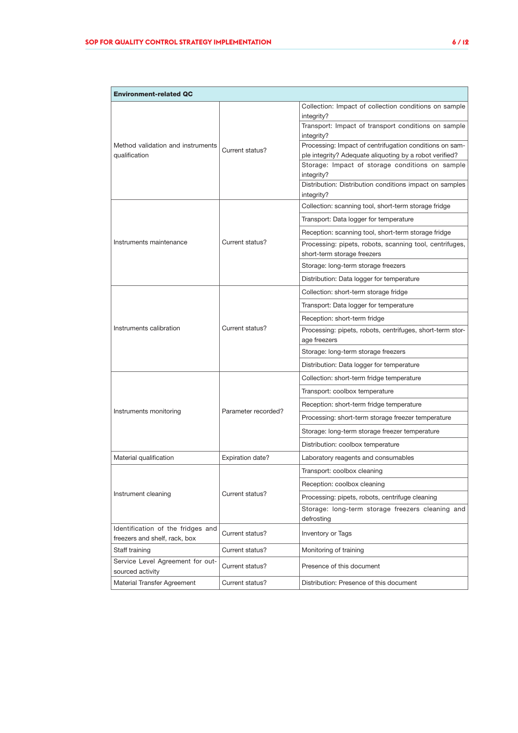| Environment-related QC | | |
|---|---|---|
| Method validation and instruments qualification | Current status? | Collection: Impact of collection conditions on sample integrity? |
| | | Transport: Impact of transport conditions on sample integrity? |
| | | Processing: Impact of centrifugation conditions on sample integrity? Adequate aliquoting by a robot verified? |
| | | Storage: Impact of storage conditions on sample integrity? |
| | | Distribution: Distribution conditions impact on samples integrity? |
| Instruments maintenance | Current status? | Collection: scanning tool, short-term storage fridge |
| | | Transport: Data logger for temperature |
| | | Reception: scanning tool, short-term storage fridge |
| | | Processing: pipets, robots, scanning tool, centrifuges, short-term storage freezers |
| | | Storage: long-term storage freezers |
| | | Distribution: Data logger for temperature |
| Instruments calibration | Current status? | Collection: short-term storage fridge |
| | | Transport: Data logger for temperature |
| | | Reception: short-term fridge |
| | | Processing: pipets, robots, centrifuges, short-term storage freezers |
| | | Storage: long-term storage freezers |
| | | Distribution: Data logger for temperature |
| Instruments monitoring | Parameter recorded? | Collection: short-term fridge temperature |
| | | Transport: coolbox temperature |
| | | Reception: short-term fridge temperature |
| | | Processing: short-term storage freezer temperature |
| | | Storage: long-term storage freezer temperature |
| | | Distribution: coolbox temperature |
| Material qualification | Expiration date? | Laboratory reagents and consumables |
| Instrument cleaning | Current status? | Transport: coolbox cleaning |
| | | Reception: coolbox cleaning |
| | | Processing: pipets, robots, centrifuge cleaning |
| | | Storage: long-term storage freezers cleaning and defrosting |
| Identification of the fridges and freezers and shelf, rack, box | Current status? | Inventory or Tags |
| Staff training | Current status? | Monitoring of training |
| Service Level Agreement for outsourced activity | Current status? | Presence of this document |
| Material Transfer Agreement | Current status? | Distribution: Presence of this document |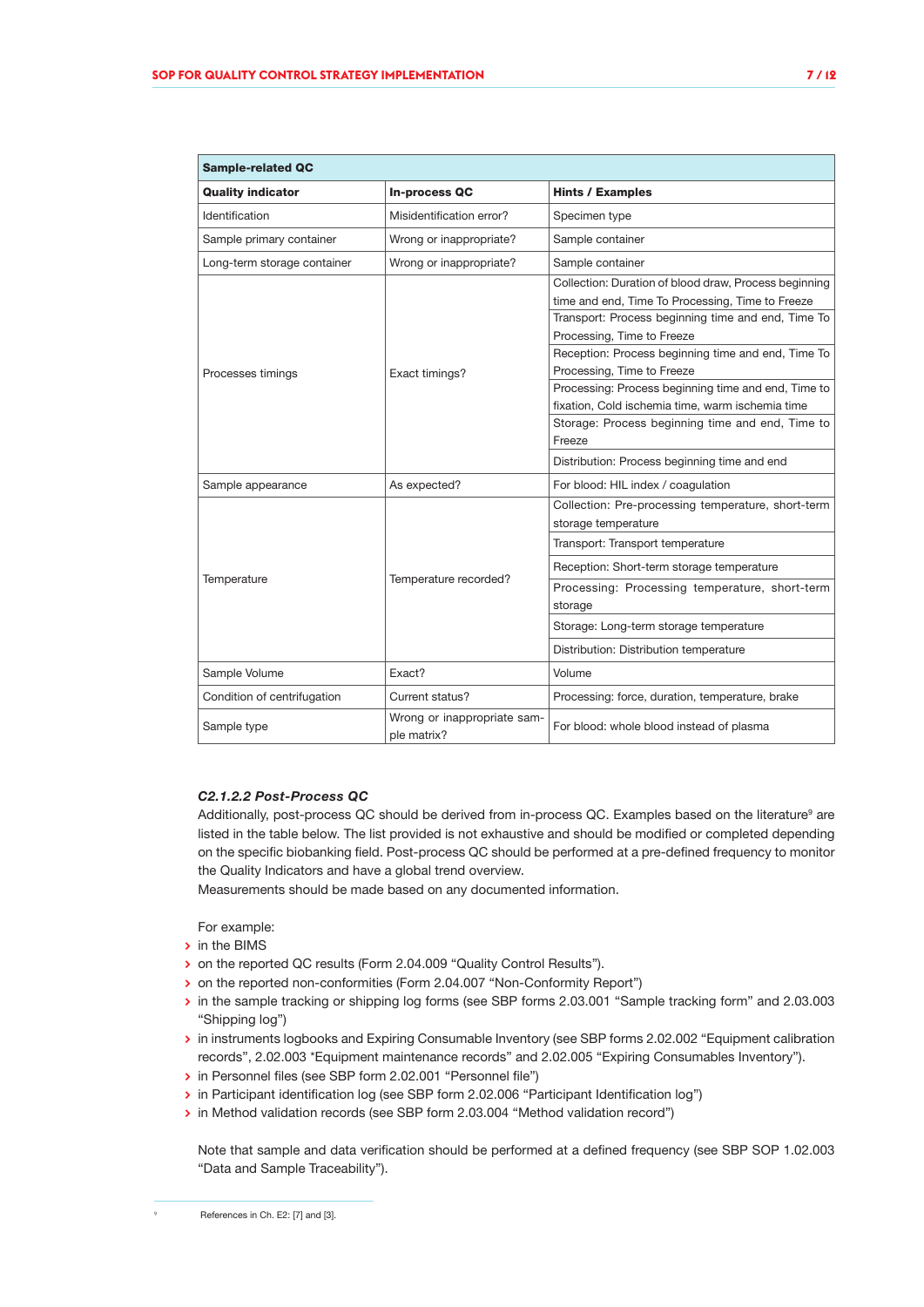| Sample-related QC | | |
|---|---|---|
| **Quality indicator** | **In-process QC** | **Hints / Examples** |
| Identification | Misidentification error? | Specimen type |
| Sample primary container | Wrong or inappropriate? | Sample container |
| Long-term storage container | Wrong or inappropriate? | Sample container |
| Processes timings | Exact timings? | Collection: Duration of blood draw, Process beginning time and end, Time To Processing, Time to Freeze |
| | | Transport: Process beginning time and end, Time To Processing, Time to Freeze |
| | | Reception: Process beginning time and end, Time To Processing, Time to Freeze |
| | | Processing: Process beginning time and end, Time to fixation, Cold ischemia time, warm ischemia time |
| | | Storage: Process beginning time and end, Time to Freeze |
| | | Distribution: Process beginning time and end |
| Sample appearance | As expected? | For blood: HIL index / coagulation |
| Temperature | Temperature recorded? | Collection: Pre-processing temperature, short-term storage temperature |
| | | Transport: Transport temperature |
| | | Reception: Short-term storage temperature |
| | | Processing: Processing temperature, short-term storage |
| | | Storage: Long-term storage temperature |
| | | Distribution: Distribution temperature |
| Sample Volume | Exact? | Volume |
| Condition of centrifugation | Current status? | Processing: force, duration, temperature, brake |
| Sample type | Wrong or inappropriate sample matrix? | For blood: whole blood instead of plasma |

#### *C2.1.2.2 Post-Process QC*

Additionally, post-process QC should be derived from in-process QC. Examples based on the literature[9] are listed in the table below. The list provided is not exhaustive and should be modified or completed depending on the specific biobanking field. Post-process QC should be performed at a pre-defined frequency to monitor the Quality Indicators and have a global trend overview.
Measurements should be made based on any documented information.

For example:

- in the BIMS
- on the reported QC results (Form 2.04.009 "Quality Control Results").
- on the reported non-conformities (Form 2.04.007 "Non-Conformity Report")
- in the sample tracking or shipping log forms (see SBP forms 2.03.001 "Sample tracking form" and 2.03.003 "Shipping log")
- in instruments logbooks and Expiring Consumable Inventory (see SBP forms 2.02.002 "Equipment calibration records", 2.02.003 "Equipment maintenance records" and 2.02.005 "Expiring Consumables Inventory").
- in Personnel files (see SBP form 2.02.001 "Personnel file")
- in Participant identification log (see SBP form 2.02.006 "Participant Identification log")
- in Method validation records (see SBP form 2.03.004 "Method validation record")

Note that sample and data verification should be performed at a defined frequency (see SBP SOP 1.02.003 "Data and Sample Traceability").

[9] References in Ch. E2: [7] and [3].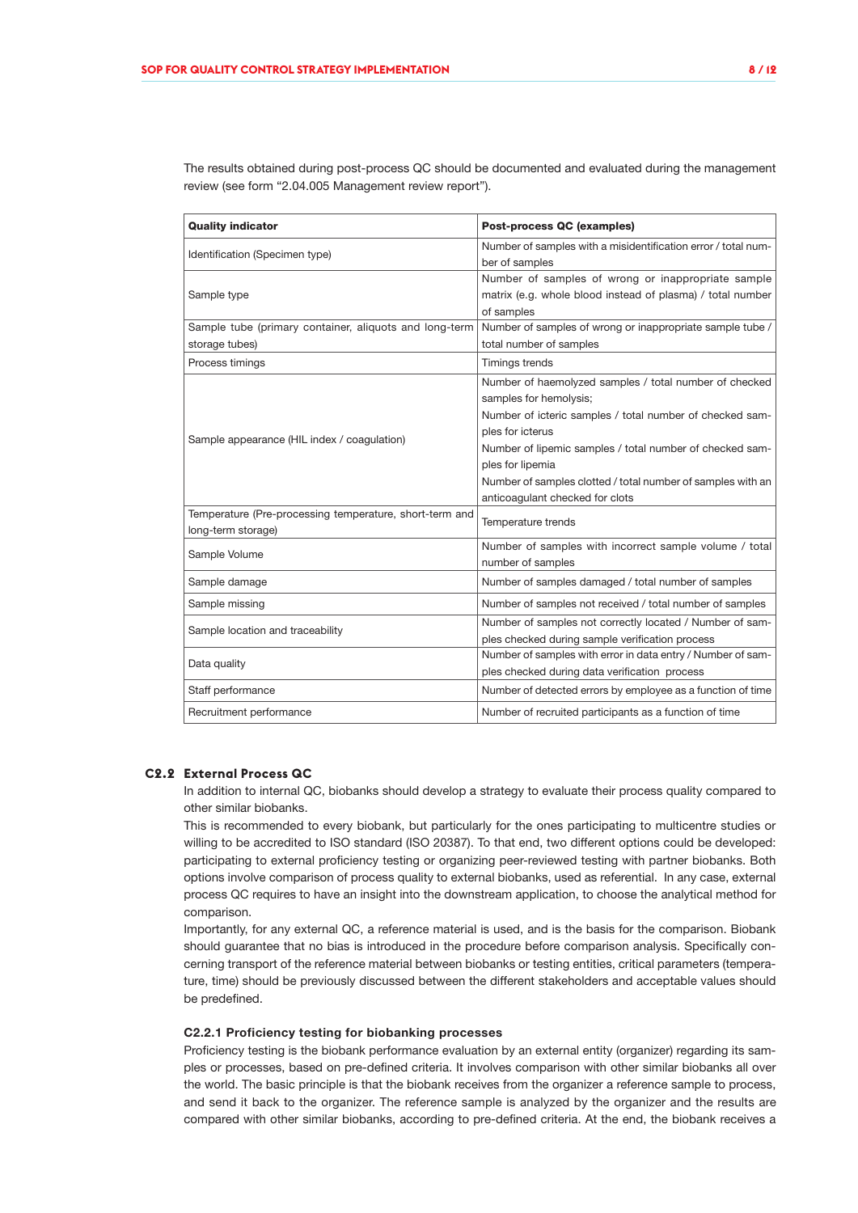The results obtained during post-process QC should be documented and evaluated during the management review (see form "2.04.005 Management review report").

| Quality indicator | Post-process QC (examples) |
|---|---|
| Identification (Specimen type) | Number of samples with a misidentification error / total number of samples |
| Sample type | Number of samples of wrong or inappropriate sample matrix (e.g. whole blood instead of plasma) / total number of samples |
| Sample tube (primary container, aliquots and long-term storage tubes) | Number of samples of wrong or inappropriate sample tube / total number of samples |
| Process timings | Timings trends |
| Sample appearance (HIL index / coagulation) | Number of haemolyzed samples / total number of checked samples for hemolysis;<br>Number of icteric samples / total number of checked samples for icterus<br>Number of lipemic samples / total number of checked samples for lipemia<br>Number of samples clotted / total number of samples with an anticoagulant checked for clots |
| Temperature (Pre-processing temperature, short-term and long-term storage) | Temperature trends |
| Sample Volume | Number of samples with incorrect sample volume / total number of samples |
| Sample damage | Number of samples damaged / total number of samples |
| Sample missing | Number of samples not received / total number of samples |
| Sample location and traceability | Number of samples not correctly located / Number of samples checked during sample verification process |
| Data quality | Number of samples with error in data entry / Number of samples checked during data verification process |
| Staff performance | Number of detected errors by employee as a function of time |
| Recruitment performance | Number of recruited participants as a function of time |

## C2.2 External Process QC

In addition to internal QC, biobanks should develop a strategy to evaluate their process quality compared to other similar biobanks.

This is recommended to every biobank, but particularly for the ones participating to multicentre studies or willing to be accredited to ISO standard (ISO 20387). To that end, two different options could be developed: participating to external proficiency testing or organizing peer-reviewed testing with partner biobanks. Both options involve comparison of process quality to external biobanks, used as referential. In any case, external process QC requires to have an insight into the downstream application, to choose the analytical method for comparison.

Importantly, for any external QC, a reference material is used, and is the basis for the comparison. Biobank should guarantee that no bias is introduced in the procedure before comparison analysis. Specifically concerning transport of the reference material between biobanks or testing entities, critical parameters (temperature, time) should be previously discussed between the different stakeholders and acceptable values should be predefined.

### C2.2.1 Proficiency testing for biobanking processes

Proficiency testing is the biobank performance evaluation by an external entity (organizer) regarding its samples or processes, based on pre-defined criteria. It involves comparison with other similar biobanks all over the world. The basic principle is that the biobank receives from the organizer a reference sample to process, and send it back to the organizer. The reference sample is analyzed by the organizer and the results are compared with other similar biobanks, according to pre-defined criteria. At the end, the biobank receives a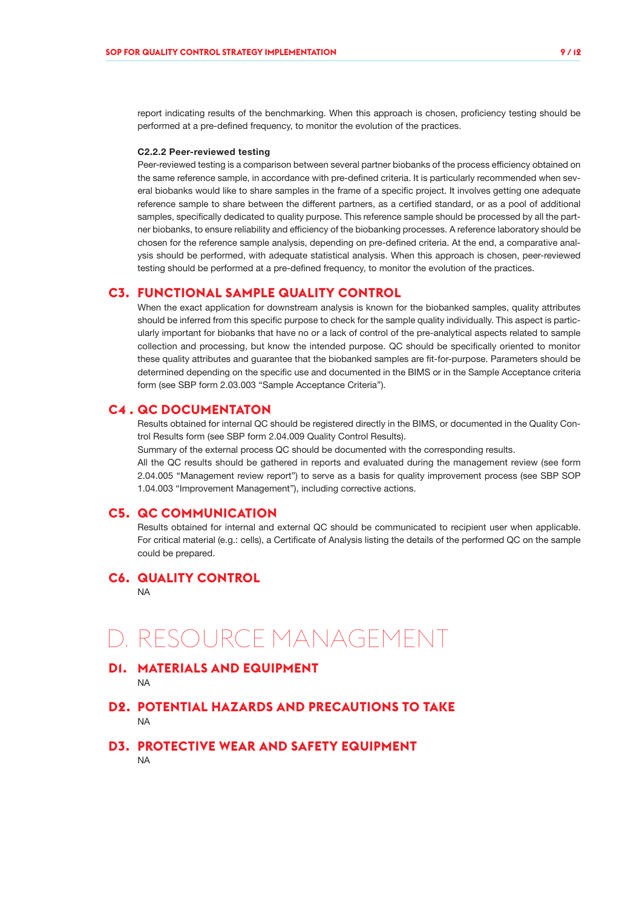report indicating results of the benchmarking. When this approach is chosen, proficiency testing should be performed at a pre-defined frequency, to monitor the evolution of the practices.

#### C2.2.2 Peer-reviewed testing

Peer-reviewed testing is a comparison between several partner biobanks of the process efficiency obtained on the same reference sample, in accordance with pre-defined criteria. It is particularly recommended when several biobanks would like to share samples in the frame of a specific project. It involves getting one adequate reference sample to share between the different partners, as a certified standard, or as a pool of additional samples, specifically dedicated to quality purpose. This reference sample should be processed by all the partner biobanks, to ensure reliability and efficiency of the biobanking processes. A reference laboratory should be chosen for the reference sample analysis, depending on pre-defined criteria. At the end, a comparative analysis should be performed, with adequate statistical analysis. When this approach is chosen, peer-reviewed testing should be performed at a pre-defined frequency, to monitor the evolution of the practices.

## C3. FUNCTIONAL SAMPLE QUALITY CONTROL

When the exact application for downstream analysis is known for the biobanked samples, quality attributes should be inferred from this specific purpose to check for the sample quality individually. This aspect is particularly important for biobanks that have no or a lack of control of the pre-analytical aspects related to sample collection and processing, but know the intended purpose. QC should be specifically oriented to monitor these quality attributes and guarantee that the biobanked samples are fit-for-purpose. Parameters should be determined depending on the specific use and documented in the BIMS or in the Sample Acceptance criteria form (see SBP form 2.03.003 "Sample Acceptance Criteria").

## C4 . QC DOCUMENTATON

Results obtained for internal QC should be registered directly in the BIMS, or documented in the Quality Control Results form (see SBP form 2.04.009 Quality Control Results).

Summary of the external process QC should be documented with the corresponding results.

All the QC results should be gathered in reports and evaluated during the management review (see form 2.04.005 "Management review report") to serve as a basis for quality improvement process (see SBP SOP 1.04.003 "Improvement Management"), including corrective actions.

## C5. QC COMMUNICATION

Results obtained for internal and external QC should be communicated to recipient user when applicable. For critical material (e.g.: cells), a Certificate of Analysis listing the details of the performed QC on the sample could be prepared.

## C6. QUALITY CONTROL

NA

# D. RESOURCE MANAGEMENT

## D1. MATERIALS AND EQUIPMENT

NA

## D2. POTENTIAL HAZARDS AND PRECAUTIONS TO TAKE

NA

## D3. PROTECTIVE WEAR AND SAFETY EQUIPMENT

NA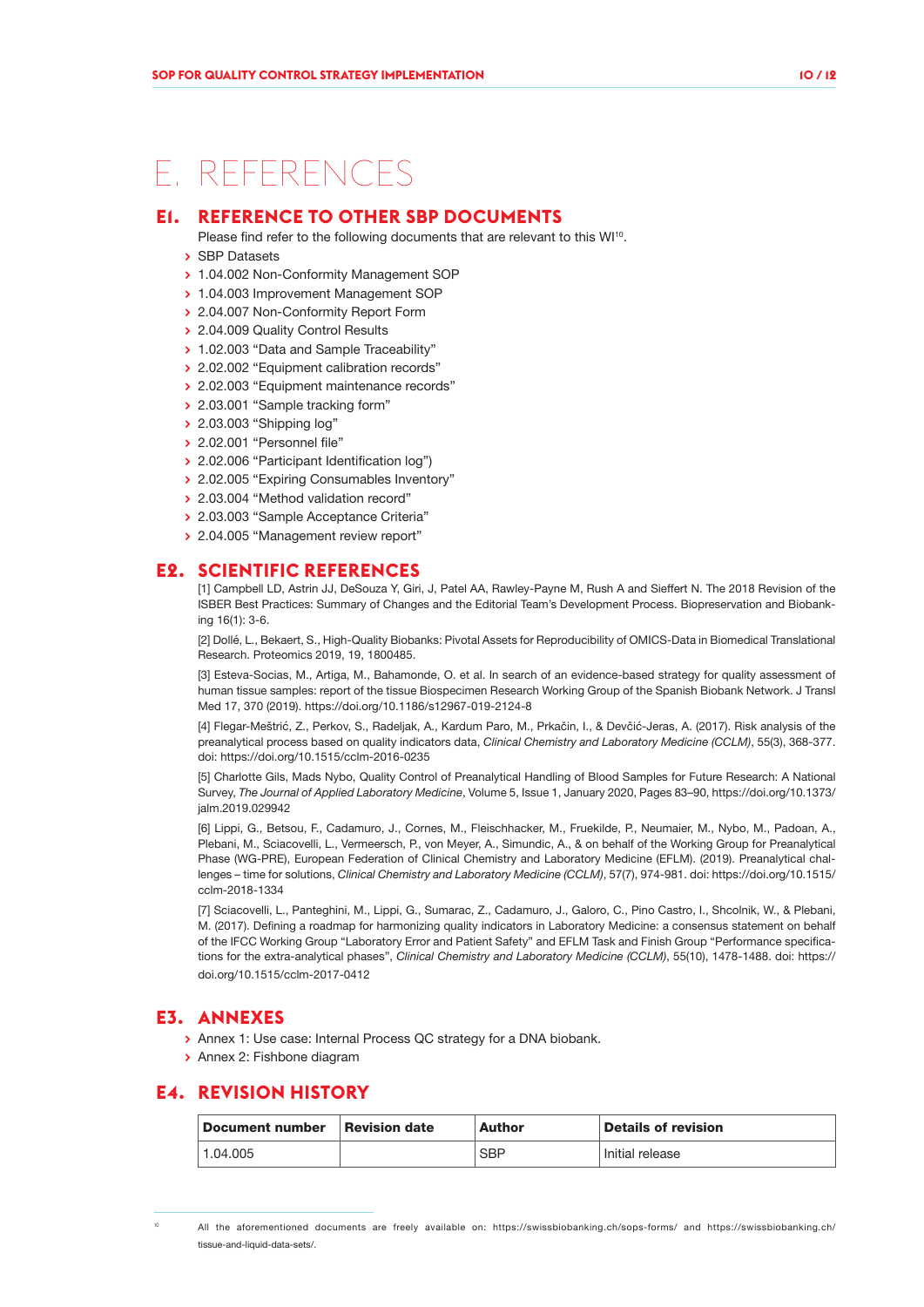# E. REFERENCES

## E1. REFERENCE TO OTHER SBP DOCUMENTS

Please find refer to the following documents that are relevant to this WI[10].

- SBP Datasets
- 1.04.002 Non-Conformity Management SOP
- 1.04.003 Improvement Management SOP
- 2.04.007 Non-Conformity Report Form
- 2.04.009 Quality Control Results
- 1.02.003 "Data and Sample Traceability"
- 2.02.002 "Equipment calibration records"
- 2.02.003 "Equipment maintenance records"
- 2.03.001 "Sample tracking form"
- 2.03.003 "Shipping log"
- 2.02.001 "Personnel file"
- 2.02.006 "Participant Identification log")
- 2.02.005 "Expiring Consumables Inventory"
- 2.03.004 "Method validation record"
- 2.03.003 "Sample Acceptance Criteria"
- 2.04.005 "Management review report"

## E2. SCIENTIFIC REFERENCES

[1] Campbell LD, Astrin JJ, DeSouza Y, Giri, J, Patel AA, Rawley-Payne M, Rush A and Sieffert N. The 2018 Revision of the ISBER Best Practices: Summary of Changes and the Editorial Team's Development Process. Biopreservation and Biobanking 16(1): 3-6.

[2] Dollé, L., Bekaert, S., High-Quality Biobanks: Pivotal Assets for Reproducibility of OMICS-Data in Biomedical Translational Research. Proteomics 2019, 19, 1800485.

[3] Esteva-Socias, M., Artiga, M., Bahamonde, O. et al. In search of an evidence-based strategy for quality assessment of human tissue samples: report of the tissue Biospecimen Research Working Group of the Spanish Biobank Network. J Transl Med 17, 370 (2019). https://doi.org/10.1186/s12967-019-2124-8

[4] Flegar-Meštrić, Z., Perkov, S., Radeljak, A., Kardum Paro, M., Prkačin, I., & Devčić-Jeras, A. (2017). Risk analysis of the preanalytical process based on quality indicators data, *Clinical Chemistry and Laboratory Medicine (CCLM)*, 55(3), 368-377. doi: https://doi.org/10.1515/cclm-2016-0235

[5] Charlotte Gils, Mads Nybo, Quality Control of Preanalytical Handling of Blood Samples for Future Research: A National Survey, *The Journal of Applied Laboratory Medicine*, Volume 5, Issue 1, January 2020, Pages 83–90, https://doi.org/10.1373/jalm.2019.029942

[6] Lippi, G., Betsou, F., Cadamuro, J., Cornes, M., Fleischhacker, M., Fruekilde, P., Neumaier, M., Nybo, M., Padoan, A., Plebani, M., Sciacovelli, L., Vermeersch, P., von Meyer, A., Simundic, A., & on behalf of the Working Group for Preanalytical Phase (WG-PRE), European Federation of Clinical Chemistry and Laboratory Medicine (EFLM). (2019). Preanalytical challenges – time for solutions, *Clinical Chemistry and Laboratory Medicine (CCLM)*, 57(7), 974-981. doi: https://doi.org/10.1515/cclm-2018-1334

[7] Sciacovelli, L., Panteghini, M., Lippi, G., Sumarac, Z., Cadamuro, J., Galoro, C., Pino Castro, I., Shcolnik, W., & Plebani, M. (2017). Defining a roadmap for harmonizing quality indicators in Laboratory Medicine: a consensus statement on behalf of the IFCC Working Group "Laboratory Error and Patient Safety" and EFLM Task and Finish Group "Performance specifications for the extra-analytical phases", *Clinical Chemistry and Laboratory Medicine (CCLM)*, 55(10), 1478-1488. doi: https://doi.org/10.1515/cclm-2017-0412

## E3. ANNEXES

- Annex 1: Use case: Internal Process QC strategy for a DNA biobank.
- Annex 2: Fishbone diagram

## E4. REVISION HISTORY

| Document number | Revision date | Author | Details of revision |
|---|---|---|---|
| 1.04.005 | | SBP | Initial release |

[10] All the aforementioned documents are freely available on: https://swissbiobanking.ch/sops-forms/ and https://swissbiobanking.ch/tissue-and-liquid-data-sets/.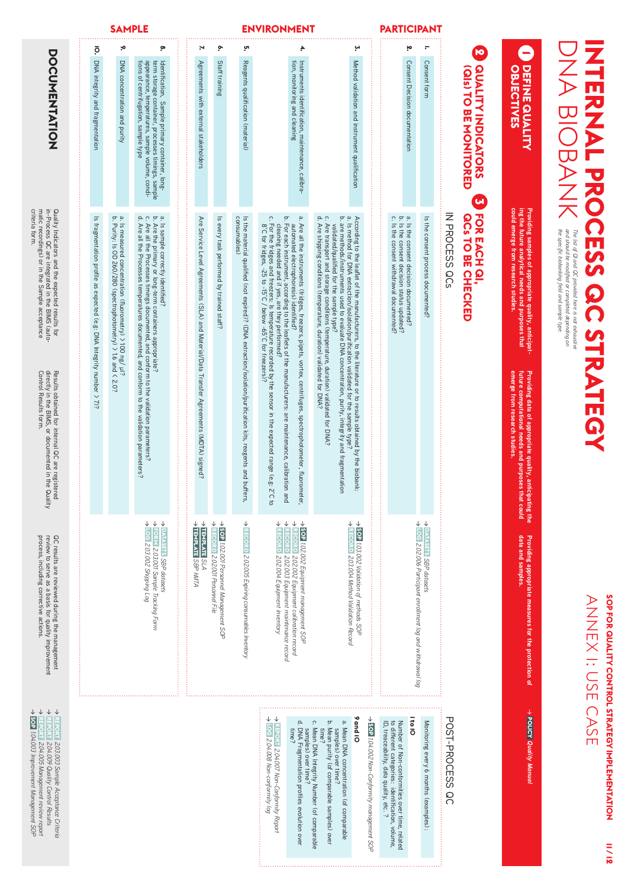# INTERNAL PROCESS QC STRATEGY

## DNA BIOBANK

*The list of QI and QC provided here is not exhaustive and should be modified or completed depending on the specific biobanking field and sample type.*

**SOP FOR QUALITY CONTROL STRATEGY IMPLEMENTATION**

**ANNEX I: USE CASE**

### 1 DEFINE QUALITY OBJECTIVES

- Providing samples of appropriate quality, anticipating the future analytical needs and purposes that could emerge from research studies.
- Providing data of appropriate quality, anticipating the future computational needs and purposes that could emerge from research studies.
- Providing appropriate measures for the protection of data and samples.

→ **POLICY** *Quality Manual*

### 2 QUALITY INDICATORS (QIs) TO BE MONITORED / 3 FOR EACH QI, QCs TO BE CHECKED

| Category | 2 Quality Indicators (QIs) to be monitored | 3 In process QCs | Documents |
|---|---|---|---|
| PARTICIPANT | 1. Consent form | Is the consent process documented? | → **DATASETS** *SBP datasets* → **LOG** *2.02.006 Participant enrollment log and withdrawal log* |
| PARTICIPANT | 2. Consent Decision documentation | a. Is the consent decision documented? b. Is the consent decision status updated? c. Is the consent withdrawal documented? | |
| ENVIRONMENT | 3. Method validation and instrument qualification | According to the leaflet of the manufacturers, to the literature or to results obtained by the biobank: a. Is method for DNA extraction/isolation/purification validated for the sample type? b. are methods/instruments used to evaluate DNA concentration, purity, integrity and fragmentation validated/qualified for the sample type? c. Are transport and storage conditions (temperature, duration) validated for DNA? d. Are shipping conditions (temperature, duration) validated for DNA? | → **SOP** *103.002 Validation of methods SOP* → **RECORD** *203.004 Method Validation Record* |
| ENVIRONMENT | 4. Instruments identification, maintenance, calibration, monitoring and cleaning | a. Are all the instruments (fridges, freezers, pipets, vortex, centrifuges, spectrophotometer, fluorometer, automated electrophoresis) identified? b. For each instrument, according to the leaflets of the manufacturers: are maintenance, calibration and cleaning needed and if yes, are they performed? c. For the fridges and freezers: is temperature recorded by the sensor in the expected range (e.g: 2°C to 8°C for fridges, -25 to -15°C / below -65°C for freezers)? | → **SOP** *102.002 Equipment management SOP* → **RECORD** *202.002 Equipment calibration record* → **RECORD** *202.003 Equipment maintenance record* → **RECORD** *202.004 Equipment inventory* |
| ENVIRONMENT | 5. Reagents qualification (material) | Is the material qualified (not expired)? (DNA extraction/isolation/purification kits, reagents and buffers, consumables) | → **RECORD** *2.02.005 Expiring consumables Inventory* |
| ENVIRONMENT | 6. Staff training | Is every task performed by trained staff? | → **SOP** *102.001 Personnel Management SOP* → **RECORD** *202.001 Personnel File* |
| ENVIRONMENT | 7. Agreements with external stakeholders | Are Service Level Agreements (SLA) and Material/Data Transfer Agreements (MDTA) signed? | → **TEMPLATE** *SLA* → **TEMPLATE** *SBP MTA* |
| SAMPLE | 8. Identification, Sample primary container, long-term storage container, processes timings, sample appearance, temperatures, sample volume, conditions of centrifugation, sample type | a. Is sample correctly identified? b. Are the primary or long-term containers appropriate? c. Are all the Processes timings documented, and conform to the validation parameters? d. Are all the Processes timings documented, and conform to the validation parameters? | → **DATASETS** *SBP datasets* → **FORM** *203.001 Sample Tracking Form* → **LOG** *203.002 Shipping Log* |
| SAMPLE | 9. DNA concentration and purity | a. Is measured concentration (fluorometry) >100 ng/ µl? b. Purity: Is OD 260/280 (spectrophotometry) >1.6 and < 2.0? | |
| SAMPLE | 10. DNA integrity and fragmentation | Is fragmentation profile as expected (e.g: DNA Integrity number > 7)? | |
| DOCUMENTATION | | Quality Indicators and the expected results for in-Process QC are integrated in the BIMS (automatic recordings) or in the Sample acceptance criteria form. | Results obtained for internal QC are registered directly in the BIMS, or documented in the Quality Control Results form. |

QC results are reviewed during the management review to serve as a basis for quality improvement process, including corrective actions.

### POST-PROCESS QC

Monitoring every 6 months (examples):

**1 to 10**

Number of Non-conformities over time, related to different categories: identification, volume, ID, traceability, data quality, etc. ?

→ **SOP** *104.002 Non-Conformity management SOP*

**9 and 10**

a. Mean DNA concentration (of comparable samples) over time?
b. Mean purity (of comparable samples) over time?
c. Mean DNA Integrity Number (of comparable samples) over time?
d. DNA Fragmentation profiles evolution over time?

→ **REPORT** *2.04.007 Non-Conformity Report*
→ **LOG** *2.04.008 Non-conformity log*

→ **REPORT** *203.003 Sample Acceptance Criteria*
→ **REPORT** *204.009 Quality Control Results*
→ **REPORT** *204.005 Management review report*
→ **SOP** *104.003 Improvement Management SOP*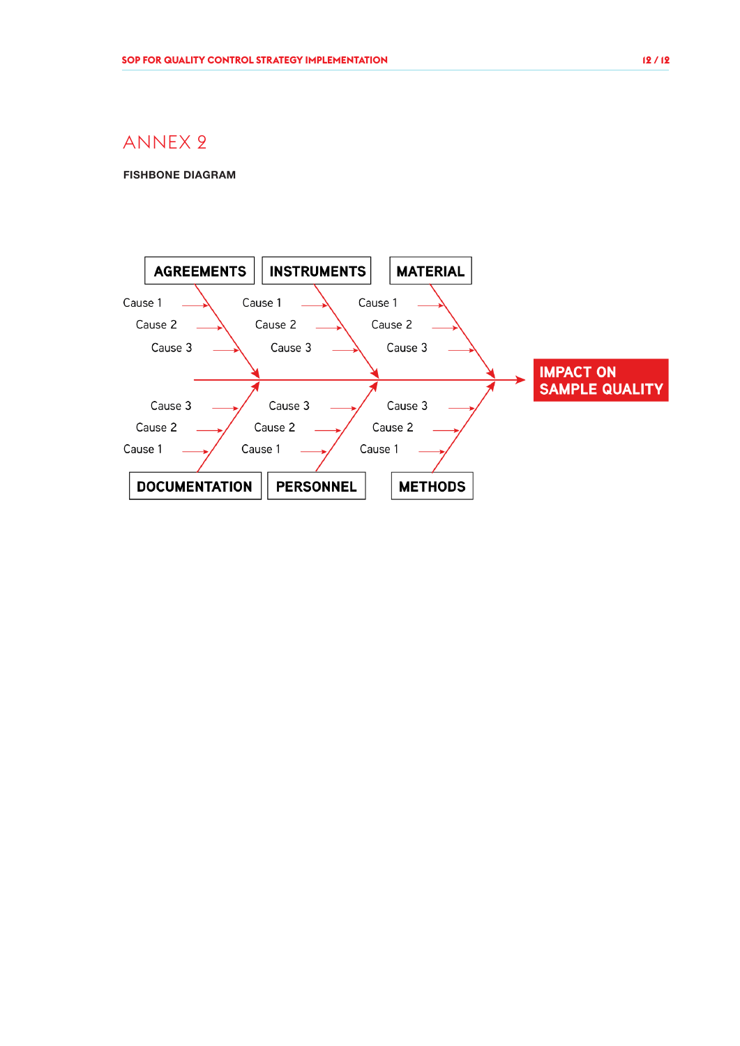# ANNEX 2

**FISHBONE DIAGRAM**

AGREEMENTS

Cause 1
Cause 2
Cause 3

INSTRUMENTS

Cause 1
Cause 2
Cause 3

MATERIAL

Cause 1
Cause 2
Cause 3

DOCUMENTATION

Cause 3
Cause 2
Cause 1

PERSONNEL

Cause 3
Cause 2
Cause 1

METHODS

Cause 3
Cause 2
Cause 1

IMPACT ON SAMPLE QUALITY